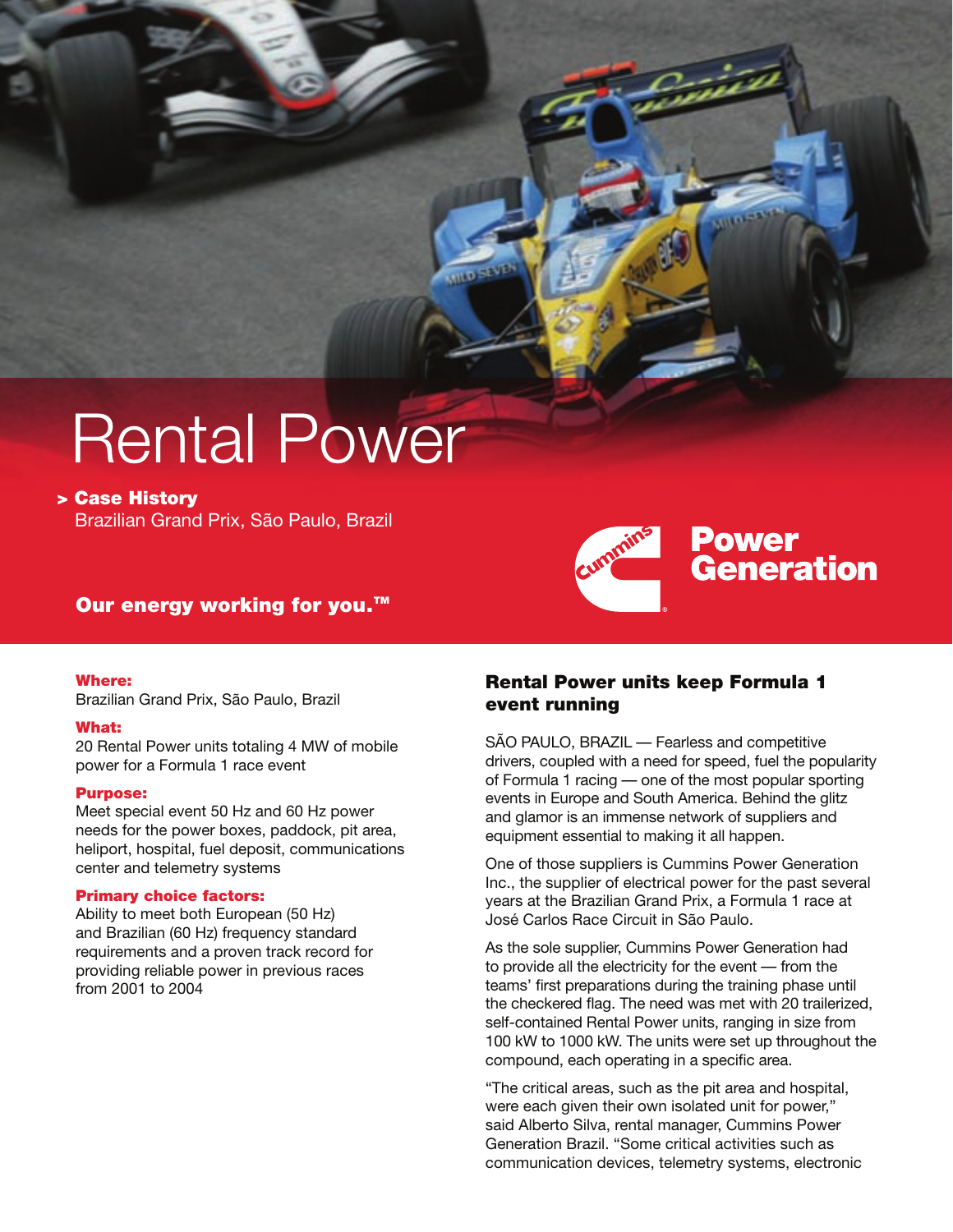# Rental Power

> **Case History**
> Brazilian Grand Prix, São Paulo, Brazil

Cummins Power Generation

**Our energy working for you.™**

**Where:**
Brazilian Grand Prix, São Paulo, Brazil

**What:**
20 Rental Power units totaling 4 MW of mobile power for a Formula 1 race event

**Purpose:**
Meet special event 50 Hz and 60 Hz power needs for the power boxes, paddock, pit area, heliport, hospital, fuel deposit, communications center and telemetry systems

**Primary choice factors:**
Ability to meet both European (50 Hz) and Brazilian (60 Hz) frequency standard requirements and a proven track record for providing reliable power in previous races from 2001 to 2004

## Rental Power units keep Formula 1 event running

SÃO PAULO, BRAZIL — Fearless and competitive drivers, coupled with a need for speed, fuel the popularity of Formula 1 racing — one of the most popular sporting events in Europe and South America. Behind the glitz and glamor is an immense network of suppliers and equipment essential to making it all happen.

One of those suppliers is Cummins Power Generation Inc., the supplier of electrical power for the past several years at the Brazilian Grand Prix, a Formula 1 race at José Carlos Race Circuit in São Paulo.

As the sole supplier, Cummins Power Generation had to provide all the electricity for the event — from the teams' first preparations during the training phase until the checkered flag. The need was met with 20 trailerized, self-contained Rental Power units, ranging in size from 100 kW to 1000 kW. The units were set up throughout the compound, each operating in a specific area.

"The critical areas, such as the pit area and hospital, were each given their own isolated unit for power," said Alberto Silva, rental manager, Cummins Power Generation Brazil. "Some critical activities such as communication devices, telemetry systems, electronic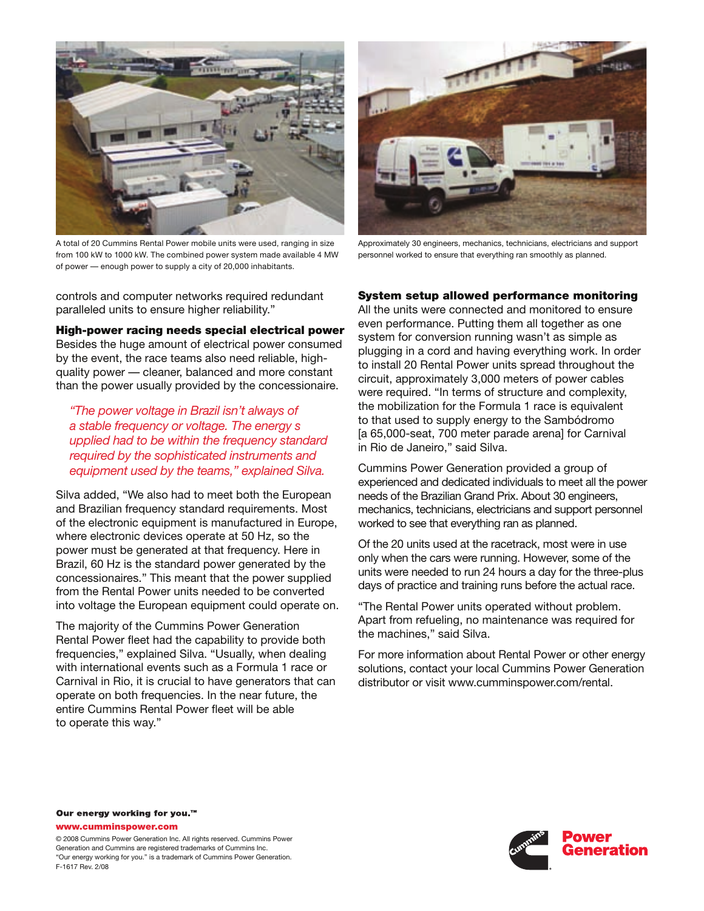A total of 20 Cummins Rental Power mobile units were used, ranging in size from 100 kW to 1000 kW. The combined power system made available 4 MW of power — enough power to supply a city of 20,000 inhabitants.

Approximately 30 engineers, mechanics, technicians, electricians and support personnel worked to ensure that everything ran smoothly as planned.

controls and computer networks required redundant paralleled units to ensure higher reliability."

**High-power racing needs special electrical power**

Besides the huge amount of electrical power consumed by the event, the race teams also need reliable, high-quality power — cleaner, balanced and more constant than the power usually provided by the concessionaire.

> *"The power voltage in Brazil isn't always of a stable frequency or voltage. The energy s upplied had to be within the frequency standard required by the sophisticated instruments and equipment used by the teams," explained Silva.*

Silva added, "We also had to meet both the European and Brazilian frequency standard requirements. Most of the electronic equipment is manufactured in Europe, where electronic devices operate at 50 Hz, so the power must be generated at that frequency. Here in Brazil, 60 Hz is the standard power generated by the concessionaires." This meant that the power supplied from the Rental Power units needed to be converted into voltage the European equipment could operate on.

The majority of the Cummins Power Generation Rental Power fleet had the capability to provide both frequencies," explained Silva. "Usually, when dealing with international events such as a Formula 1 race or Carnival in Rio, it is crucial to have generators that can operate on both frequencies. In the near future, the entire Cummins Rental Power fleet will be able to operate this way."

**System setup allowed performance monitoring**

All the units were connected and monitored to ensure even performance. Putting them all together as one system for conversion running wasn't as simple as plugging in a cord and having everything work. In order to install 20 Rental Power units spread throughout the circuit, approximately 3,000 meters of power cables were required. "In terms of structure and complexity, the mobilization for the Formula 1 race is equivalent to that used to supply energy to the Sambódromo [a 65,000-seat, 700 meter parade arena] for Carnival in Rio de Janeiro," said Silva.

Cummins Power Generation provided a group of experienced and dedicated individuals to meet all the power needs of the Brazilian Grand Prix. About 30 engineers, mechanics, technicians, electricians and support personnel worked to see that everything ran as planned.

Of the 20 units used at the racetrack, most were in use only when the cars were running. However, some of the units were needed to run 24 hours a day for the three-plus days of practice and training runs before the actual race.

"The Rental Power units operated without problem. Apart from refueling, no maintenance was required for the machines," said Silva.

For more information about Rental Power or other energy solutions, contact your local Cummins Power Generation distributor or visit www.cumminspower.com/rental.

**Our energy working for you.™**

**www.cumminspower.com**

© 2008 Cummins Power Generation Inc. All rights reserved. Cummins Power Generation and Cummins are registered trademarks of Cummins Inc. "Our energy working for you." is a trademark of Cummins Power Generation.
F-1617 Rev. 2/08

Cummins Power Generation